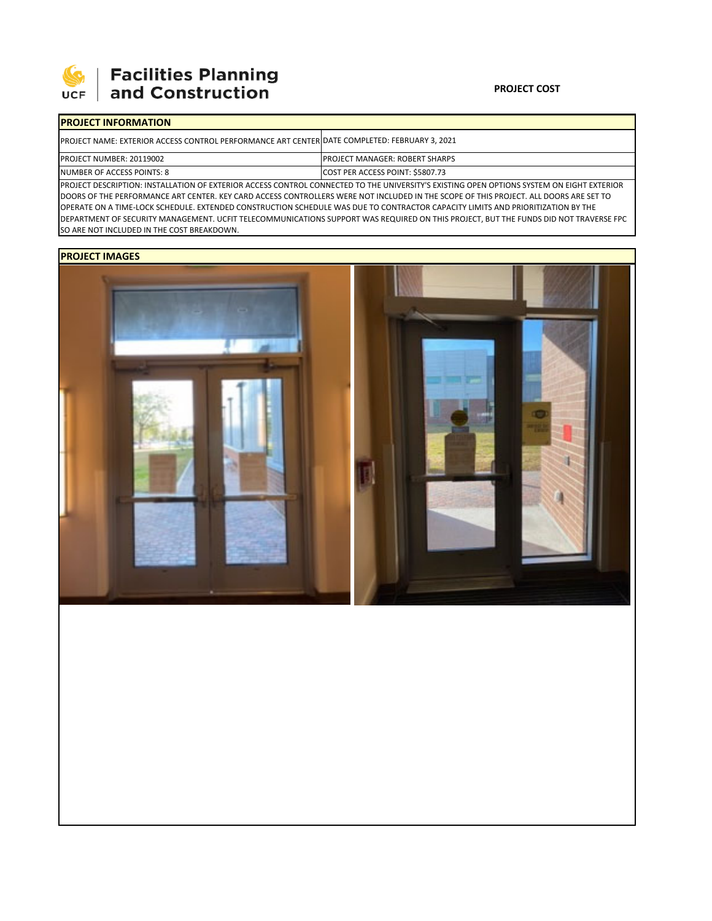Facilities Planning and Construction

**PROJECT COST**

| **PROJECT INFORMATION** | |
|---|---|
| PROJECT NAME: EXTERIOR ACCESS CONTROL PERFORMANCE ART CENTER | DATE COMPLETED: FEBRUARY 3, 2021 |
| PROJECT NUMBER: 20119002 | PROJECT MANAGER: ROBERT SHARPS |
| NUMBER OF ACCESS POINTS: 8 | COST PER ACCESS POINT: $5807.73 |

PROJECT DESCRIPTION: INSTALLATION OF EXTERIOR ACCESS CONTROL CONNECTED TO THE UNIVERSITY'S EXISTING OPEN OPTIONS SYSTEM ON EIGHT EXTERIOR DOORS OF THE PERFORMANCE ART CENTER. KEY CARD ACCESS CONTROLLERS WERE NOT INCLUDED IN THE SCOPE OF THIS PROJECT. ALL DOORS ARE SET TO OPERATE ON A TIME-LOCK SCHEDULE. EXTENDED CONSTRUCTION SCHEDULE WAS DUE TO CONTRACTOR CAPACITY LIMITS AND PRIORITIZATION BY THE DEPARTMENT OF SECURITY MANAGEMENT. UCFIT TELECOMMUNICATIONS SUPPORT WAS REQUIRED ON THIS PROJECT, BUT THE FUNDS DID NOT TRAVERSE FPC SO ARE NOT INCLUDED IN THE COST BREAKDOWN.

**PROJECT IMAGES**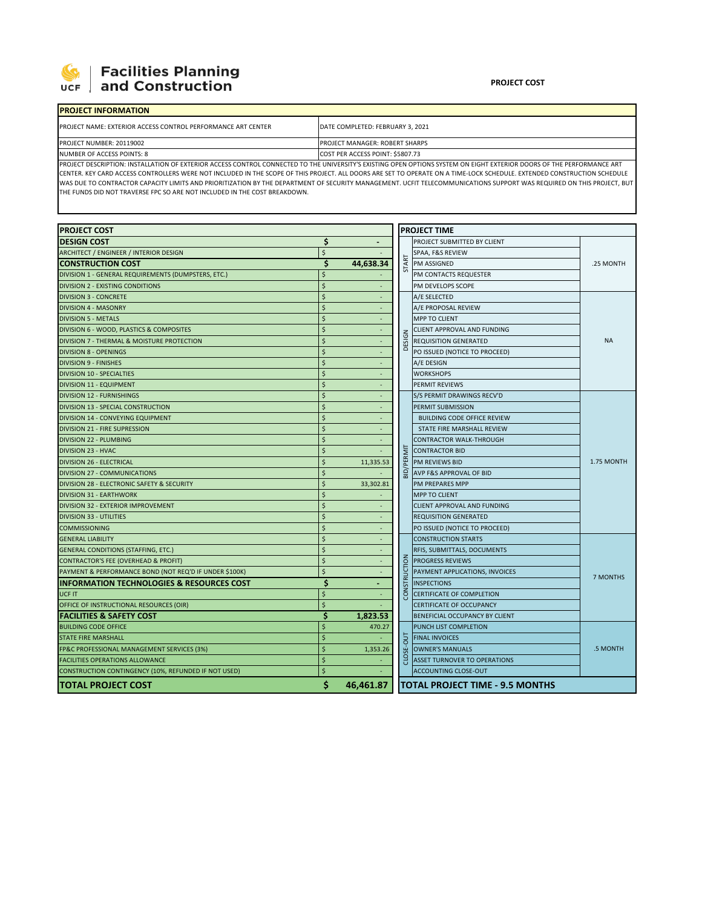**Facilities Planning and Construction**

**PROJECT COST**

| **PROJECT INFORMATION** | |
|---|---|
| PROJECT NAME: EXTERIOR ACCESS CONTROL PERFORMANCE ART CENTER | DATE COMPLETED: FEBRUARY 3, 2021 |
| PROJECT NUMBER: 20119002 | PROJECT MANAGER: ROBERT SHARPS |
| NUMBER OF ACCESS POINTS: 8 | COST PER ACCESS POINT: $5807.73 |

PROJECT DESCRIPTION: INSTALLATION OF EXTERIOR ACCESS CONTROL CONNECTED TO THE UNIVERSITY'S EXISTING OPEN OPTIONS SYSTEM ON EIGHT EXTERIOR DOORS OF THE PERFORMANCE ART CENTER. KEY CARD ACCESS CONTROLLERS WERE NOT INCLUDED IN THE SCOPE OF THIS PROJECT. ALL DOORS ARE SET TO OPERATE ON A TIME-LOCK SCHEDULE. EXTENDED CONSTRUCTION SCHEDULE WAS DUE TO CONTRACTOR CAPACITY LIMITS AND PRIORITIZATION BY THE DEPARTMENT OF SECURITY MANAGEMENT. UCFIT TELECOMMUNICATIONS SUPPORT WAS REQUIRED ON THIS PROJECT, BUT THE FUNDS DID NOT TRAVERSE FPC SO ARE NOT INCLUDED IN THE COST BREAKDOWN.

| **PROJECT COST** | |
|---|---|
| **DESIGN COST** | **$ -** |
| ARCHITECT / ENGINEER / INTERIOR DESIGN | $ - |
| **CONSTRUCTION COST** | **$ 44,638.34** |
| DIVISION 1 - GENERAL REQUIREMENTS (DUMPSTERS, ETC.) | $ - |
| DIVISION 2 - EXISTING CONDITIONS | $ - |
| DIVISION 3 - CONCRETE | $ - |
| DIVISION 4 - MASONRY | $ - |
| DIVISION 5 - METALS | $ - |
| DIVISION 6 - WOOD, PLASTICS & COMPOSITES | $ - |
| DIVISION 7 - THERMAL & MOISTURE PROTECTION | $ - |
| DIVISION 8 - OPENINGS | $ - |
| DIVISION 9 - FINISHES | $ - |
| DIVISION 10 - SPECIALTIES | $ - |
| DIVISION 11 - EQUIPMENT | $ - |
| DIVISION 12 - FURNISHINGS | $ - |
| DIVISION 13 - SPECIAL CONSTRUCTION | $ - |
| DIVISION 14 - CONVEYING EQUIPMENT | $ - |
| DIVISION 21 - FIRE SUPRESSION | $ - |
| DIVISION 22 - PLUMBING | $ - |
| DIVISION 23 - HVAC | $ - |
| DIVISION 26 - ELECTRICAL | $ 11,335.53 |
| DIVISION 27 - COMMUNICATIONS | $ - |
| DIVISION 28 - ELECTRONIC SAFETY & SECURITY | $ 33,302.81 |
| DIVISION 31 - EARTHWORK | $ - |
| DIVISION 32 - EXTERIOR IMPROVEMENT | $ - |
| DIVISION 33 - UTILITIES | $ - |
| COMMISSIONING | $ - |
| GENERAL LIABILITY | $ - |
| GENERAL CONDITIONS (STAFFING, ETC.) | $ - |
| CONTRACTOR'S FEE (OVERHEAD & PROFIT) | $ - |
| PAYMENT & PERFORMANCE BOND (NOT REQ'D IF UNDER $100K) | $ - |
| **INFORMATION TECHNOLOGIES & RESOURCES COST** | **$ -** |
| UCF IT | $ - |
| OFFICE OF INSTRUCTIONAL RESOURCES (OIR) | $ - |
| **FACILITIES & SAFETY COST** | **$ 1,823.53** |
| BUILDING CODE OFFICE | $ 470.27 |
| STATE FIRE MARSHALL | $ - |
| FP&C PROFESSIONAL MANAGEMENT SERVICES (3%) | $ 1,353.26 |
| FACILITIES OPERATIONS ALLOWANCE | $ - |
| CONSTRUCTION CONTINGENCY (10%, REFUNDED IF NOT USED) | $ - |
| **TOTAL PROJECT COST** | **$ 46,461.87** |

| **PROJECT TIME** | | |
|---|---|---|
| START | PROJECT SUBMITTED BY CLIENT | .25 MONTH |
| | SPAA, F&S REVIEW | |
| | PM ASSIGNED | |
| | PM CONTACTS REQUESTER | |
| | PM DEVELOPS SCOPE | |
| DESIGN | A/E SELECTED | NA |
| | A/E PROPOSAL REVIEW | |
| | MPP TO CLIENT | |
| | CLIENT APPROVAL AND FUNDING | |
| | REQUISITION GENERATED | |
| | PO ISSUED (NOTICE TO PROCEED) | |
| | A/E DESIGN | |
| | WORKSHOPS | |
| | PERMIT REVIEWS | |
| BID/PERMIT | S/S PERMIT DRAWINGS RECV'D | 1.75 MONTH |
| | PERMIT SUBMISSION | |
| | BUILDING CODE OFFICE REVIEW | |
| | STATE FIRE MARSHALL REVIEW | |
| | CONTRACTOR WALK-THROUGH | |
| | CONTRACTOR BID | |
| | PM REVIEWS BID | |
| | AVP F&S APPROVAL OF BID | |
| | PM PREPARES MPP | |
| | MPP TO CLIENT | |
| | CLIENT APPROVAL AND FUNDING | |
| | REQUISITION GENERATED | |
| | PO ISSUED (NOTICE TO PROCEED) | |
| CONSTRUCTION | CONSTRUCTION STARTS | 7 MONTHS |
| | RFIS, SUBMITTALS, DOCUMENTS | |
| | PROGRESS REVIEWS | |
| | PAYMENT APPLICATIONS, INVOICES | |
| | INSPECTIONS | |
| | CERTIFICATE OF COMPLETION | |
| | CERTIFICATE OF OCCUPANCY | |
| | BENEFICIAL OCCUPANCY BY CLIENT | |
| CLOSE-OUT | PUNCH LIST COMPLETION | .5 MONTH |
| | FINAL INVOICES | |
| | OWNER'S MANUALS | |
| | ASSET TURNOVER TO OPERATIONS | |
| | ACCOUNTING CLOSE-OUT | |
| **TOTAL PROJECT TIME - 9.5 MONTHS** | | |